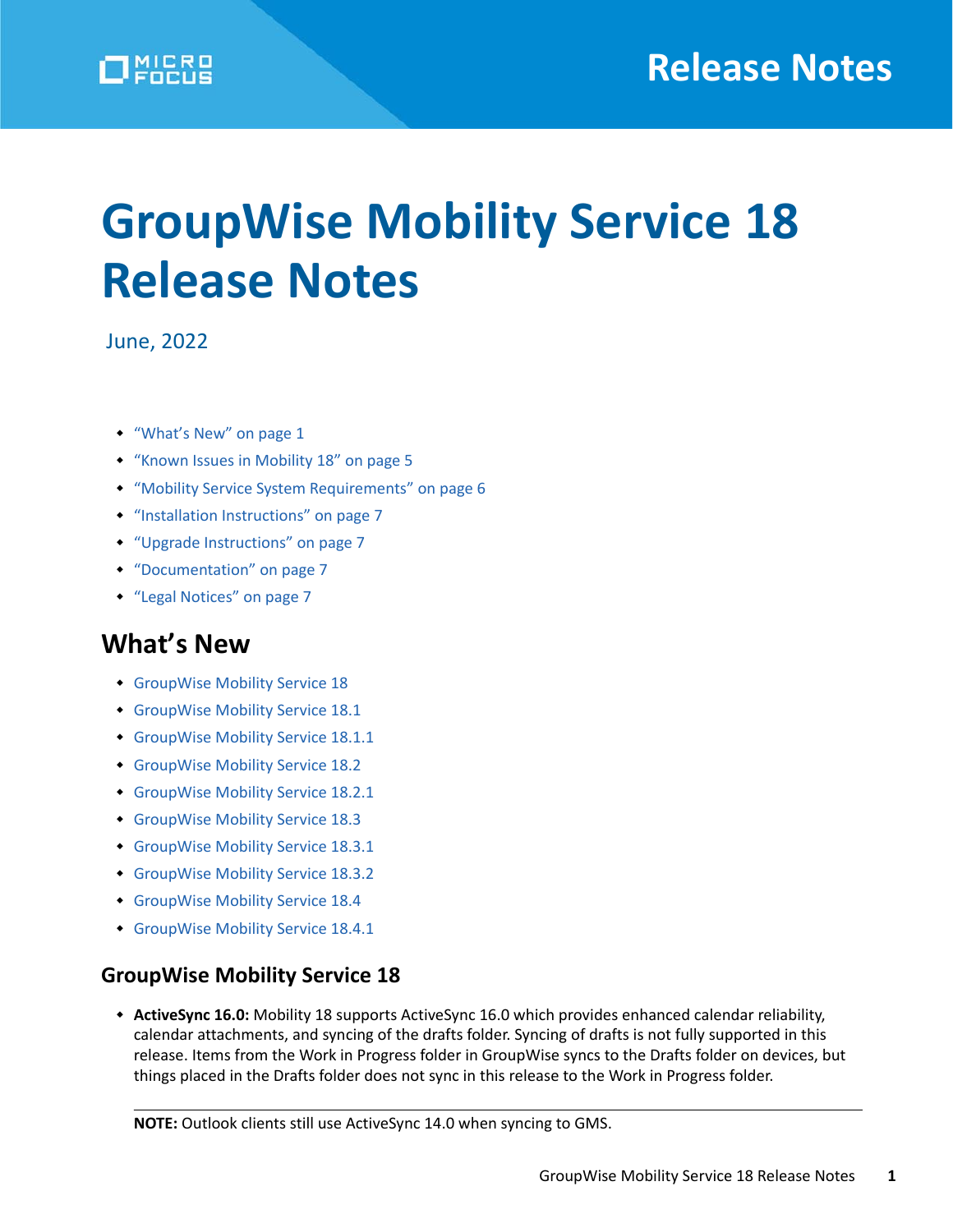# GroupWise Mobility Service 18 Release Notes

June, 2022

- "What's New" on page 1
- "Known Issues in Mobility 18" on page 5
- "Mobility Service System Requirements" on page 6
- "Installation Instructions" on page 7
- "Upgrade Instructions" on page 7
- "Documentation" on page 7
- "Legal Notices" on page 7

## What's New

- GroupWise Mobility Service 18
- GroupWise Mobility Service 18.1
- GroupWise Mobility Service 18.1.1
- GroupWise Mobility Service 18.2
- GroupWise Mobility Service 18.2.1
- GroupWise Mobility Service 18.3
- GroupWise Mobility Service 18.3.1
- GroupWise Mobility Service 18.3.2
- GroupWise Mobility Service 18.4
- GroupWise Mobility Service 18.4.1

### GroupWise Mobility Service 18

- **ActiveSync 16.0:** Mobility 18 supports ActiveSync 16.0 which provides enhanced calendar reliability, calendar attachments, and syncing of the drafts folder. Syncing of drafts is not fully supported in this release. Items from the Work in Progress folder in GroupWise syncs to the Drafts folder on devices, but things placed in the Drafts folder does not sync in this release to the Work in Progress folder.

**NOTE:** Outlook clients still use ActiveSync 14.0 when syncing to GMS.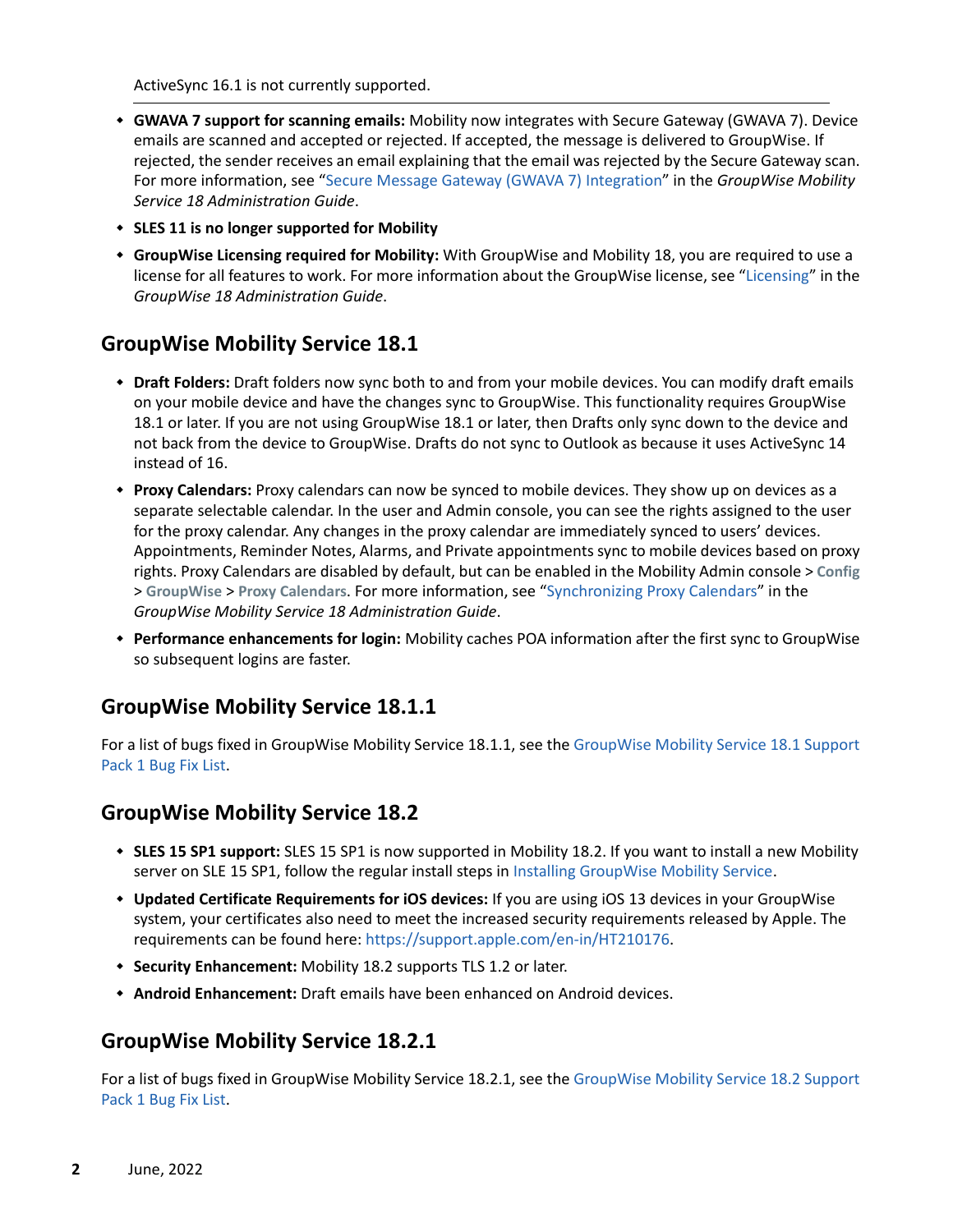ActiveSync 16.1 is not currently supported.

- **GWAVA 7 support for scanning emails:** Mobility now integrates with Secure Gateway (GWAVA 7). Device emails are scanned and accepted or rejected. If accepted, the message is delivered to GroupWise. If rejected, the sender receives an email explaining that the email was rejected by the Secure Gateway scan. For more information, see "Secure Message Gateway (GWAVA 7) Integration" in the *GroupWise Mobility Service 18 Administration Guide*.
- **SLES 11 is no longer supported for Mobility**
- **GroupWise Licensing required for Mobility:** With GroupWise and Mobility 18, you are required to use a license for all features to work. For more information about the GroupWise license, see "Licensing" in the *GroupWise 18 Administration Guide*.

## GroupWise Mobility Service 18.1

- **Draft Folders:** Draft folders now sync both to and from your mobile devices. You can modify draft emails on your mobile device and have the changes sync to GroupWise. This functionality requires GroupWise 18.1 or later. If you are not using GroupWise 18.1 or later, then Drafts only sync down to the device and not back from the device to GroupWise. Drafts do not sync to Outlook as because it uses ActiveSync 14 instead of 16.
- **Proxy Calendars:** Proxy calendars can now be synced to mobile devices. They show up on devices as a separate selectable calendar. In the user and Admin console, you can see the rights assigned to the user for the proxy calendar. Any changes in the proxy calendar are immediately synced to users' devices. Appointments, Reminder Notes, Alarms, and Private appointments sync to mobile devices based on proxy rights. Proxy Calendars are disabled by default, but can be enabled in the Mobility Admin console > **Config** > **GroupWise** > **Proxy Calendars**. For more information, see "Synchronizing Proxy Calendars" in the *GroupWise Mobility Service 18 Administration Guide*.
- **Performance enhancements for login:** Mobility caches POA information after the first sync to GroupWise so subsequent logins are faster.

## GroupWise Mobility Service 18.1.1

For a list of bugs fixed in GroupWise Mobility Service 18.1.1, see the GroupWise Mobility Service 18.1 Support Pack 1 Bug Fix List.

## GroupWise Mobility Service 18.2

- **SLES 15 SP1 support:** SLES 15 SP1 is now supported in Mobility 18.2. If you want to install a new Mobility server on SLE 15 SP1, follow the regular install steps in Installing GroupWise Mobility Service.
- **Updated Certificate Requirements for iOS devices:** If you are using iOS 13 devices in your GroupWise system, your certificates also need to meet the increased security requirements released by Apple. The requirements can be found here: https://support.apple.com/en-in/HT210176.
- **Security Enhancement:** Mobility 18.2 supports TLS 1.2 or later.
- **Android Enhancement:** Draft emails have been enhanced on Android devices.

## GroupWise Mobility Service 18.2.1

For a list of bugs fixed in GroupWise Mobility Service 18.2.1, see the GroupWise Mobility Service 18.2 Support Pack 1 Bug Fix List.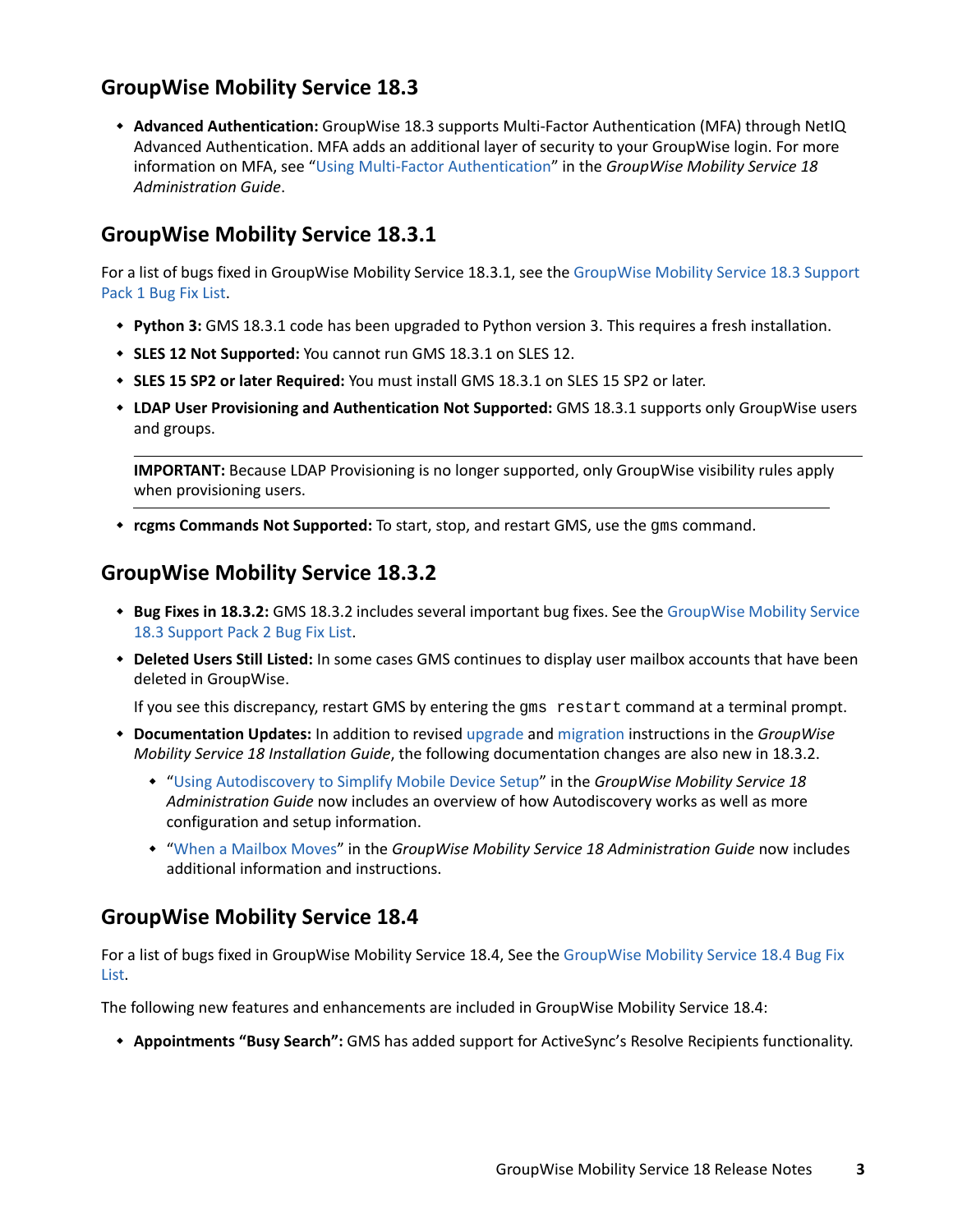## GroupWise Mobility Service 18.3

- **Advanced Authentication:** GroupWise 18.3 supports Multi-Factor Authentication (MFA) through NetIQ Advanced Authentication. MFA adds an additional layer of security to your GroupWise login. For more information on MFA, see "Using Multi-Factor Authentication" in the *GroupWise Mobility Service 18 Administration Guide*.

## GroupWise Mobility Service 18.3.1

For a list of bugs fixed in GroupWise Mobility Service 18.3.1, see the GroupWise Mobility Service 18.3 Support Pack 1 Bug Fix List.

- **Python 3:** GMS 18.3.1 code has been upgraded to Python version 3. This requires a fresh installation.
- **SLES 12 Not Supported:** You cannot run GMS 18.3.1 on SLES 12.
- **SLES 15 SP2 or later Required:** You must install GMS 18.3.1 on SLES 15 SP2 or later.
- **LDAP User Provisioning and Authentication Not Supported:** GMS 18.3.1 supports only GroupWise users and groups.

  **IMPORTANT:** Because LDAP Provisioning is no longer supported, only GroupWise visibility rules apply when provisioning users.

- **rcgms Commands Not Supported:** To start, stop, and restart GMS, use the `gms` command.

## GroupWise Mobility Service 18.3.2

- **Bug Fixes in 18.3.2:** GMS 18.3.2 includes several important bug fixes. See the GroupWise Mobility Service 18.3 Support Pack 2 Bug Fix List.
- **Deleted Users Still Listed:** In some cases GMS continues to display user mailbox accounts that have been deleted in GroupWise.

  If you see this discrepancy, restart GMS by entering the `gms restart` command at a terminal prompt.

- **Documentation Updates:** In addition to revised upgrade and migration instructions in the *GroupWise Mobility Service 18 Installation Guide*, the following documentation changes are also new in 18.3.2.
  - "Using Autodiscovery to Simplify Mobile Device Setup" in the *GroupWise Mobility Service 18 Administration Guide* now includes an overview of how Autodiscovery works as well as more configuration and setup information.
  - "When a Mailbox Moves" in the *GroupWise Mobility Service 18 Administration Guide* now includes additional information and instructions.

## GroupWise Mobility Service 18.4

For a list of bugs fixed in GroupWise Mobility Service 18.4, See the GroupWise Mobility Service 18.4 Bug Fix List.

The following new features and enhancements are included in GroupWise Mobility Service 18.4:

- **Appointments "Busy Search":** GMS has added support for ActiveSync's Resolve Recipients functionality.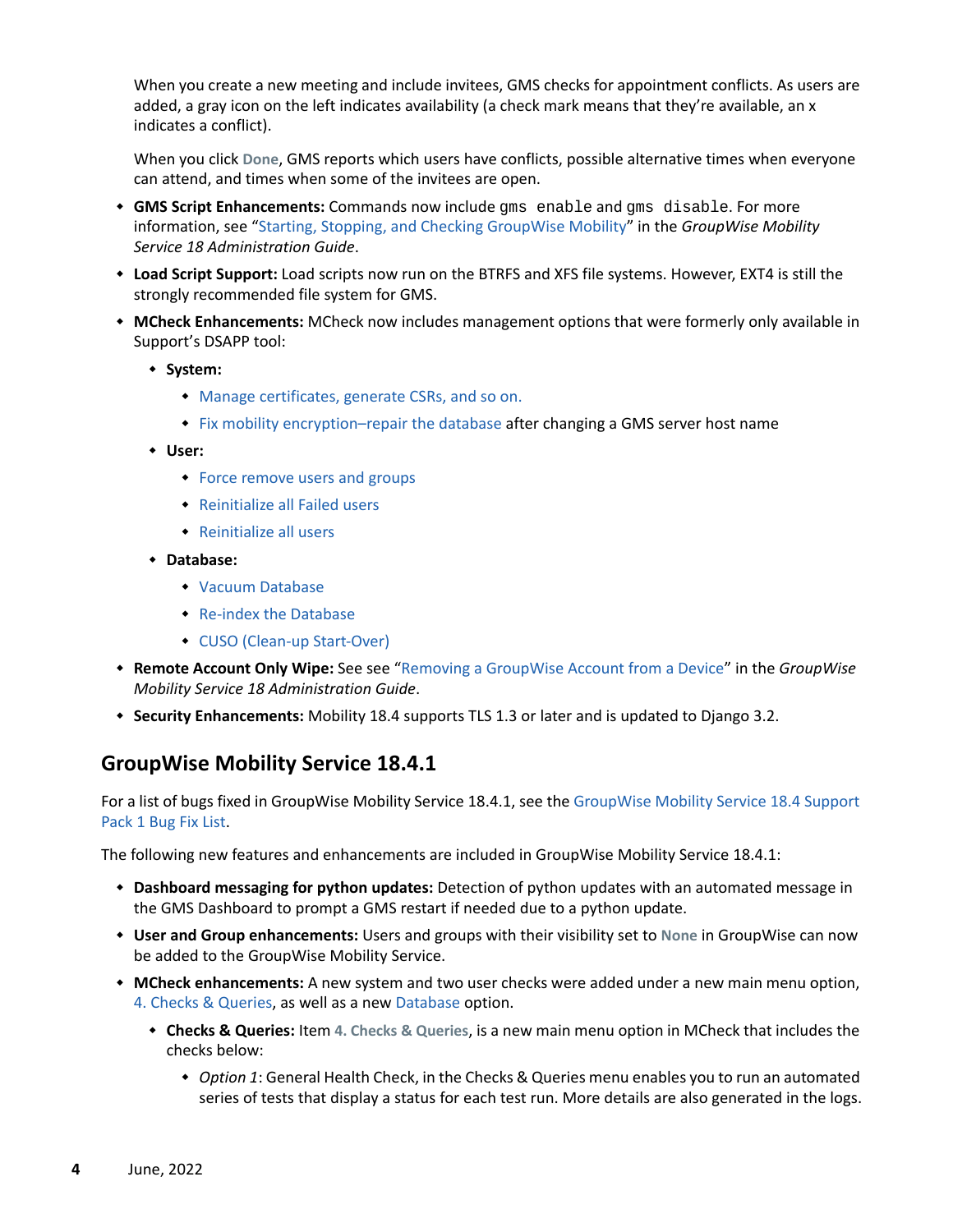When you create a new meeting and include invitees, GMS checks for appointment conflicts. As users are added, a gray icon on the left indicates availability (a check mark means that they're available, an x indicates a conflict).

When you click **Done**, GMS reports which users have conflicts, possible alternative times when everyone can attend, and times when some of the invitees are open.

- **GMS Script Enhancements:** Commands now include `gms enable` and `gms disable`. For more information, see "Starting, Stopping, and Checking GroupWise Mobility" in the *GroupWise Mobility Service 18 Administration Guide*.
- **Load Script Support:** Load scripts now run on the BTRFS and XFS file systems. However, EXT4 is still the strongly recommended file system for GMS.
- **MCheck Enhancements:** MCheck now includes management options that were formerly only available in Support's DSAPP tool:
  - **System:**
    - Manage certificates, generate CSRs, and so on.
    - Fix mobility encryption–repair the database after changing a GMS server host name
  - **User:**
    - Force remove users and groups
    - Reinitialize all Failed users
    - Reinitialize all users
  - **Database:**
    - Vacuum Database
    - Re-index the Database
    - CUSO (Clean-up Start-Over)
- **Remote Account Only Wipe:** See see "Removing a GroupWise Account from a Device" in the *GroupWise Mobility Service 18 Administration Guide*.
- **Security Enhancements:** Mobility 18.4 supports TLS 1.3 or later and is updated to Django 3.2.

## GroupWise Mobility Service 18.4.1

For a list of bugs fixed in GroupWise Mobility Service 18.4.1, see the GroupWise Mobility Service 18.4 Support Pack 1 Bug Fix List.

The following new features and enhancements are included in GroupWise Mobility Service 18.4.1:

- **Dashboard messaging for python updates:** Detection of python updates with an automated message in the GMS Dashboard to prompt a GMS restart if needed due to a python update.
- **User and Group enhancements:** Users and groups with their visibility set to **None** in GroupWise can now be added to the GroupWise Mobility Service.
- **MCheck enhancements:** A new system and two user checks were added under a new main menu option, 4. Checks & Queries, as well as a new Database option.
  - **Checks & Queries:** Item **4. Checks & Queries**, is a new main menu option in MCheck that includes the checks below:
    - *Option 1*: General Health Check, in the Checks & Queries menu enables you to run an automated series of tests that display a status for each test run. More details are also generated in the logs.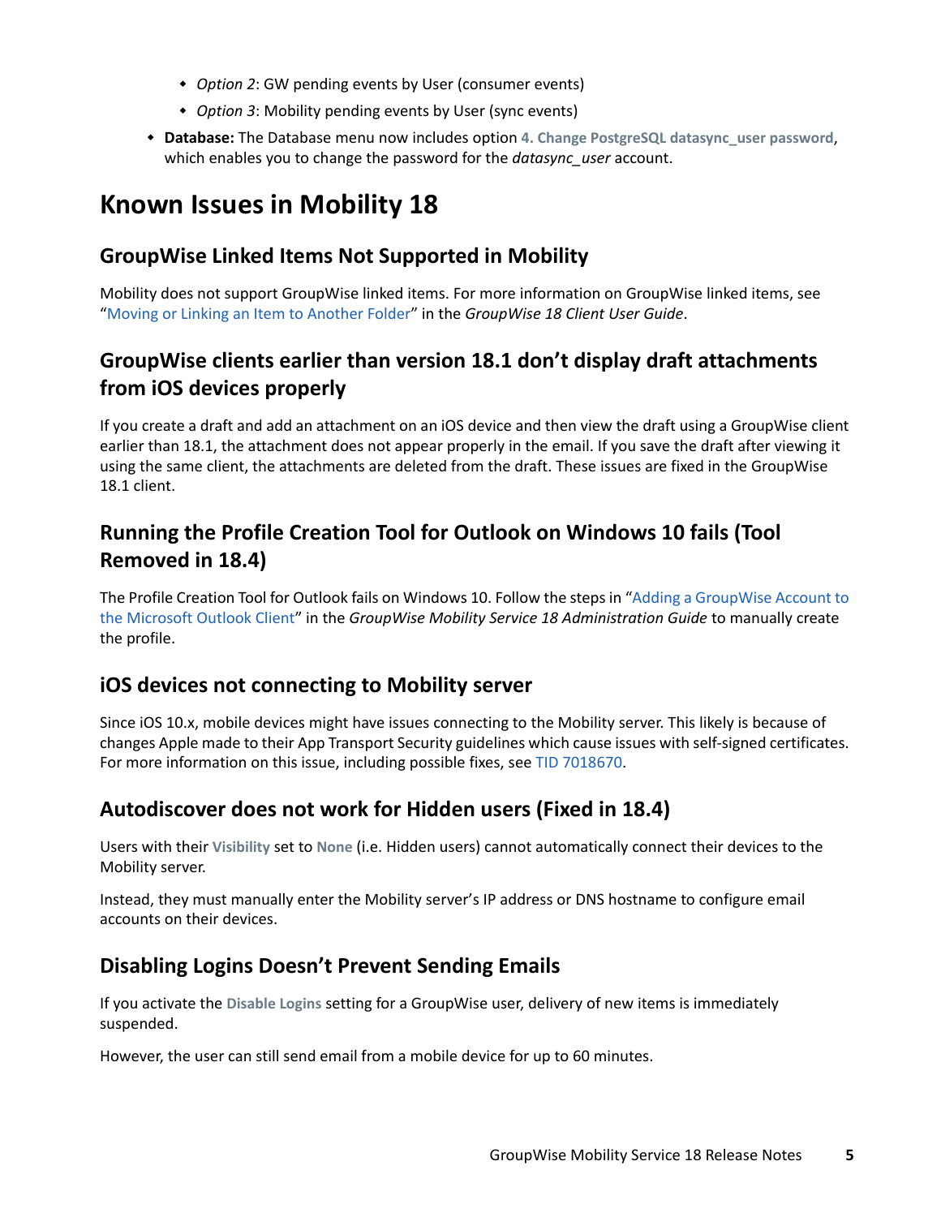- *Option 2*: GW pending events by User (consumer events)
   - *Option 3*: Mobility pending events by User (sync events)
- **Database:** The Database menu now includes option **4. Change PostgreSQL datasync_user password**, which enables you to change the password for the *datasync_user* account.

# Known Issues in Mobility 18

## GroupWise Linked Items Not Supported in Mobility

Mobility does not support GroupWise linked items. For more information on GroupWise linked items, see "Moving or Linking an Item to Another Folder" in the *GroupWise 18 Client User Guide*.

## GroupWise clients earlier than version 18.1 don't display draft attachments from iOS devices properly

If you create a draft and add an attachment on an iOS device and then view the draft using a GroupWise client earlier than 18.1, the attachment does not appear properly in the email. If you save the draft after viewing it using the same client, the attachments are deleted from the draft. These issues are fixed in the GroupWise 18.1 client.

## Running the Profile Creation Tool for Outlook on Windows 10 fails (Tool Removed in 18.4)

The Profile Creation Tool for Outlook fails on Windows 10. Follow the steps in "Adding a GroupWise Account to the Microsoft Outlook Client" in the *GroupWise Mobility Service 18 Administration Guide* to manually create the profile.

## iOS devices not connecting to Mobility server

Since iOS 10.x, mobile devices might have issues connecting to the Mobility server. This likely is because of changes Apple made to their App Transport Security guidelines which cause issues with self-signed certificates. For more information on this issue, including possible fixes, see TID 7018670.

## Autodiscover does not work for Hidden users (Fixed in 18.4)

Users with their **Visibility** set to **None** (i.e. Hidden users) cannot automatically connect their devices to the Mobility server.

Instead, they must manually enter the Mobility server's IP address or DNS hostname to configure email accounts on their devices.

## Disabling Logins Doesn't Prevent Sending Emails

If you activate the **Disable Logins** setting for a GroupWise user, delivery of new items is immediately suspended.

However, the user can still send email from a mobile device for up to 60 minutes.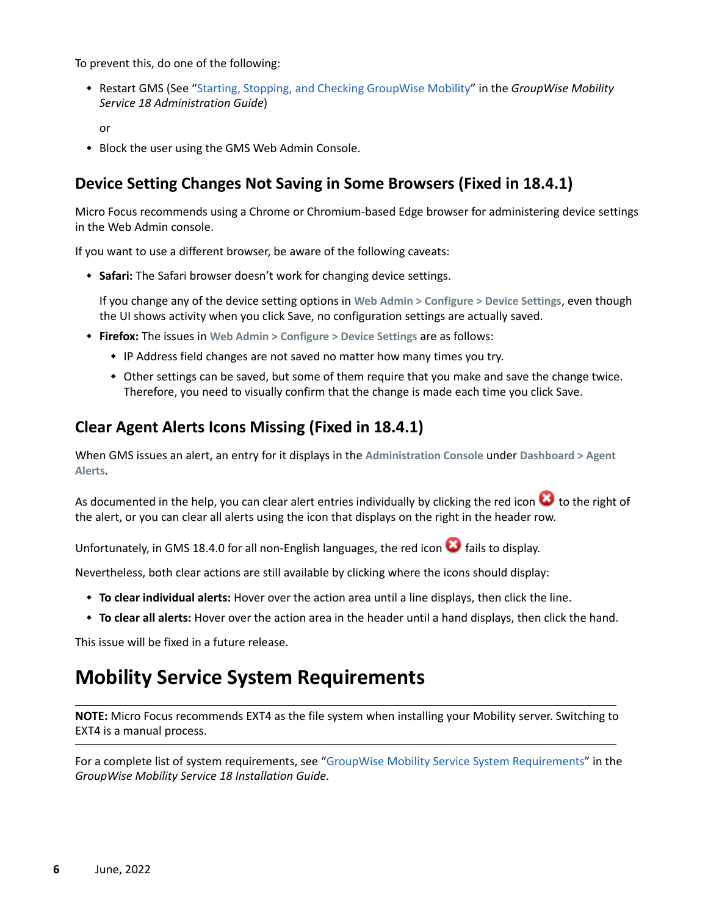To prevent this, do one of the following:

- Restart GMS (See "Starting, Stopping, and Checking GroupWise Mobility" in the *GroupWise Mobility Service 18 Administration Guide*)

  or

- Block the user using the GMS Web Admin Console.

## Device Setting Changes Not Saving in Some Browsers (Fixed in 18.4.1)

Micro Focus recommends using a Chrome or Chromium-based Edge browser for administering device settings in the Web Admin console.

If you want to use a different browser, be aware of the following caveats:

- **Safari:** The Safari browser doesn't work for changing device settings.

  If you change any of the device setting options in **Web Admin > Configure > Device Settings**, even though the UI shows activity when you click Save, no configuration settings are actually saved.

- **Firefox:** The issues in **Web Admin > Configure > Device Settings** are as follows:
  - IP Address field changes are not saved no matter how many times you try.
  - Other settings can be saved, but some of them require that you make and save the change twice. Therefore, you need to visually confirm that the change is made each time you click Save.

## Clear Agent Alerts Icons Missing (Fixed in 18.4.1)

When GMS issues an alert, an entry for it displays in the **Administration Console** under **Dashboard > Agent Alerts**.

As documented in the help, you can clear alert entries individually by clicking the red icon to the right of the alert, or you can clear all alerts using the icon that displays on the right in the header row.

Unfortunately, in GMS 18.4.0 for all non-English languages, the red icon fails to display.

Nevertheless, both clear actions are still available by clicking where the icons should display:

- **To clear individual alerts:** Hover over the action area until a line displays, then click the line.
- **To clear all alerts:** Hover over the action area in the header until a hand displays, then click the hand.

This issue will be fixed in a future release.

# Mobility Service System Requirements

---

**NOTE:** Micro Focus recommends EXT4 as the file system when installing your Mobility server. Switching to EXT4 is a manual process.

---

For a complete list of system requirements, see "GroupWise Mobility Service System Requirements" in the *GroupWise Mobility Service 18 Installation Guide*.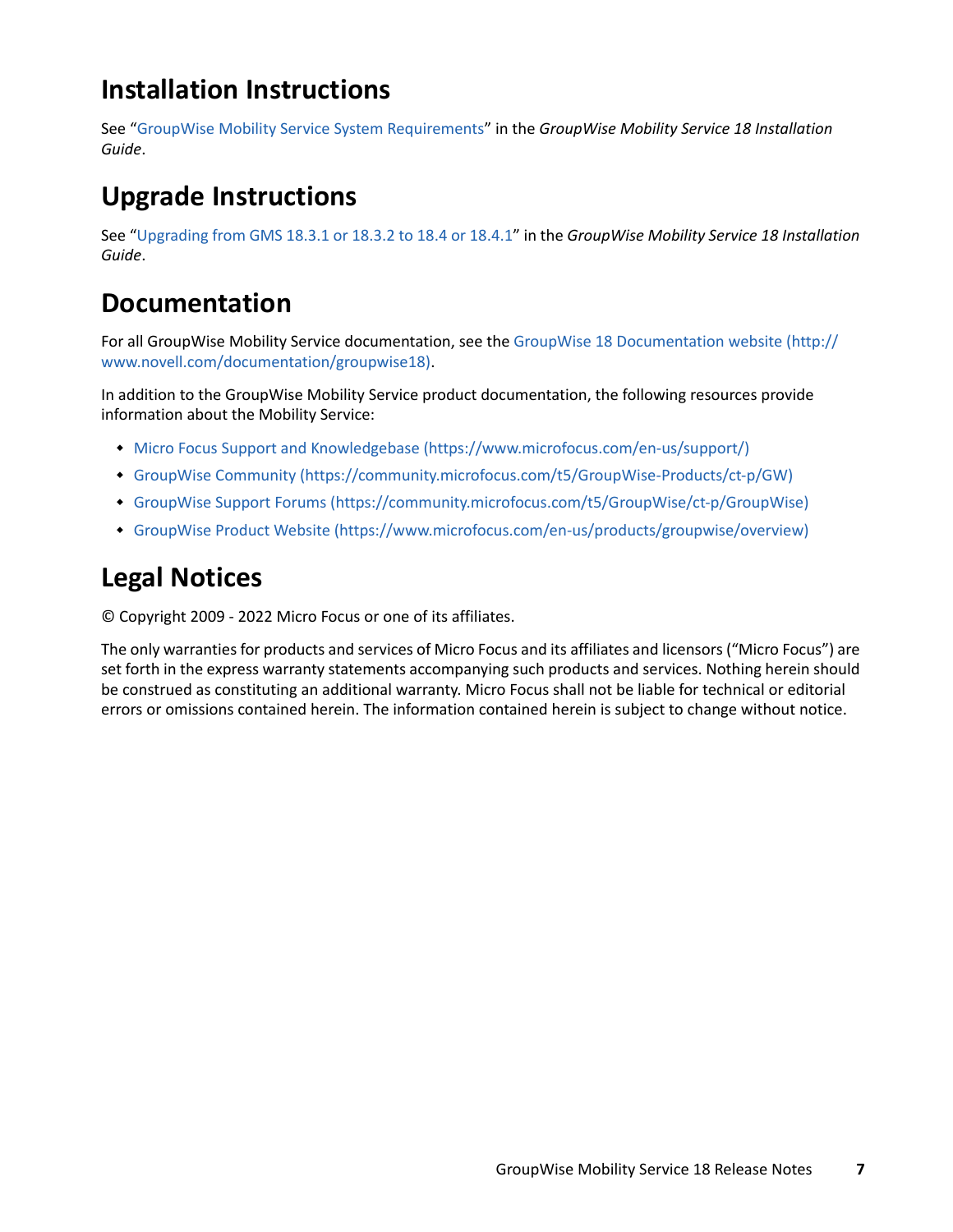## Installation Instructions

See "GroupWise Mobility Service System Requirements" in the *GroupWise Mobility Service 18 Installation Guide*.

## Upgrade Instructions

See "Upgrading from GMS 18.3.1 or 18.3.2 to 18.4 or 18.4.1" in the *GroupWise Mobility Service 18 Installation Guide*.

## Documentation

For all GroupWise Mobility Service documentation, see the GroupWise 18 Documentation website (http://www.novell.com/documentation/groupwise18).

In addition to the GroupWise Mobility Service product documentation, the following resources provide information about the Mobility Service:

- Micro Focus Support and Knowledgebase (https://www.microfocus.com/en-us/support/)
- GroupWise Community (https://community.microfocus.com/t5/GroupWise-Products/ct-p/GW)
- GroupWise Support Forums (https://community.microfocus.com/t5/GroupWise/ct-p/GroupWise)
- GroupWise Product Website (https://www.microfocus.com/en-us/products/groupwise/overview)

## Legal Notices

© Copyright 2009 - 2022 Micro Focus or one of its affiliates.

The only warranties for products and services of Micro Focus and its affiliates and licensors ("Micro Focus") are set forth in the express warranty statements accompanying such products and services. Nothing herein should be construed as constituting an additional warranty. Micro Focus shall not be liable for technical or editorial errors or omissions contained herein. The information contained herein is subject to change without notice.